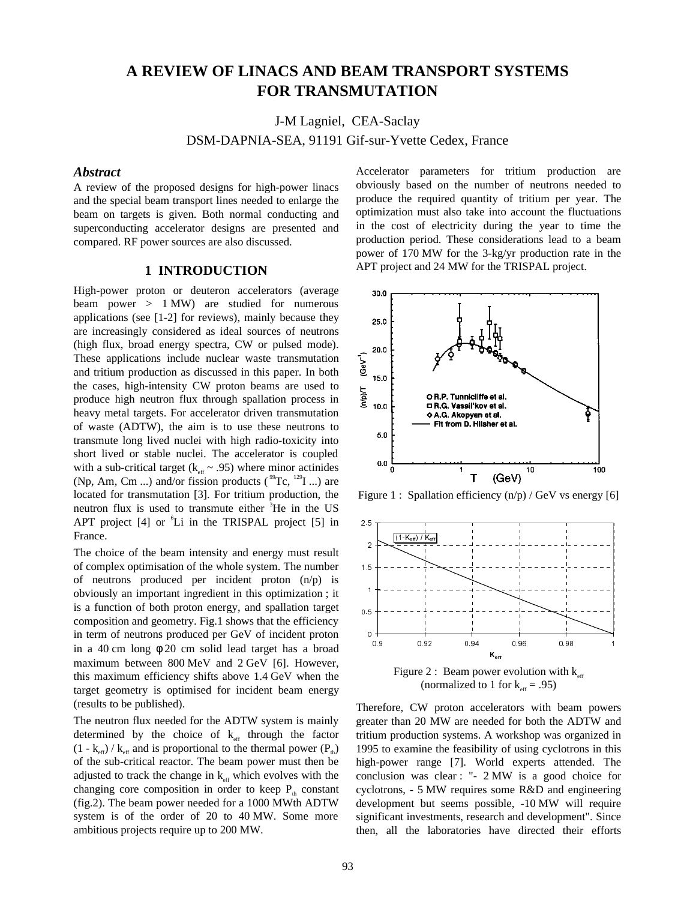# A REVIEW OF LINACS AND BEAM TRANSPORT SYSTEMS FOR TRANSMUTATION

J-M Lagniel, CEA-Saclay

DSM-DAPNIA-SEA, 91191 Gif-sur-Yvette Cedex, France

### *Abstract*

A review of the proposed designs for high-power linacs and the special beam transport lines needed to enlarge the beam on targets is given. Both normal conducting and superconducting accelerator designs are presented and compared. RF power sources are also discussed.

## 1 INTRODUCTION

High-power proton or deuteron accelerators (average beam power > 1 MW) are studied for numerous applications (see [1-2] for reviews), mainly because they are increasingly considered as ideal sources of neutrons (high flux, broad energy spectra, CW or pulsed mode). These applications include nuclear waste transmutation and tritium production as discussed in this paper. In both the cases, high-intensity CW proton beams are used to produce high neutron flux through spallation process in heavy metal targets. For accelerator driven transmutation of waste (ADTW), the aim is to use these neutrons to transmute long lived nuclei with high radio-toxicity into short lived or stable nuclei. The accelerator is coupled with a sub-critical target ($k_{eff}$ ~ .95) where minor actinides (Np, Am, Cm ...) and/or fission products ($^{99}$Tc, $^{129}$I ...) are located for transmutation [3]. For tritium production, the neutron flux is used to transmute either $^{3}$He in the US APT project [4] or $^{6}$Li in the TRISPAL project [5] in France.

The choice of the beam intensity and energy must result of complex optimisation of the whole system. The number of neutrons produced per incident proton (n/p) is obviously an important ingredient in this optimization ; it is a function of both proton energy, and spallation target composition and geometry. Fig.1 shows that the efficiency in term of neutrons produced per GeV of incident proton in a 40 cm long φ 20 cm solid lead target has a broad maximum between 800 MeV and 2 GeV [6]. However, this maximum efficiency shifts above 1.4 GeV when the target geometry is optimised for incident beam energy (results to be published).

The neutron flux needed for the ADTW system is mainly determined by the choice of $k_{eff}$ through the factor $(1 - k_{eff}) / k_{eff}$ and is proportional to the thermal power ($P_{th}$) of the sub-critical reactor. The beam power must then be adjusted to track the change in $k_{eff}$ which evolves with the changing core composition in order to keep $P_{th}$ constant (fig.2). The beam power needed for a 1000 MWth ADTW system is of the order of 20 to 40 MW. Some more ambitious projects require up to 200 MW.

Accelerator parameters for tritium production are obviously based on the number of neutrons needed to produce the required quantity of tritium per year. The optimization must also take into account the fluctuations in the cost of electricity during the year to time the production period. These considerations lead to a beam power of 170 MW for the 3-kg/yr production rate in the APT project and 24 MW for the TRISPAL project.

Figure 1 : Spallation efficiency (n/p) / GeV vs energy [6]

Figure 2 : Beam power evolution with $k_{eff}$ (normalized to 1 for $k_{eff}$ = .95)

Therefore, CW proton accelerators with beam powers greater than 20 MW are needed for both the ADTW and tritium production systems. A workshop was organized in 1995 to examine the feasibility of using cyclotrons in this high-power range [7]. World experts attended. The conclusion was clear : "- 2 MW is a good choice for cyclotrons, - 5 MW requires some R&D and engineering development but seems possible, -10 MW will require significant investments, research and development". Since then, all the laboratories have directed their efforts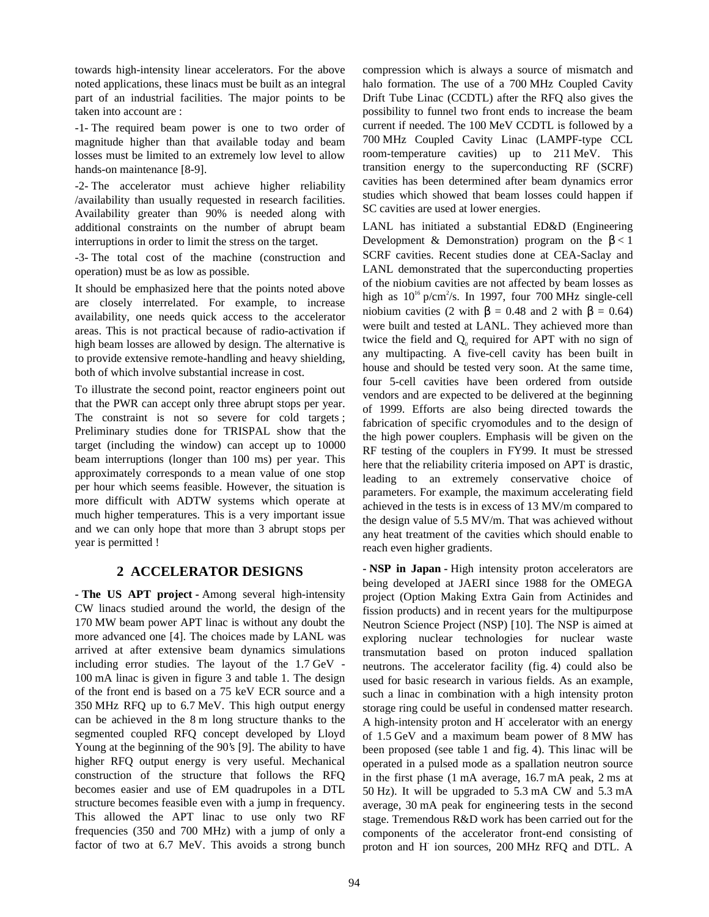towards high-intensity linear accelerators. For the above noted applications, these linacs must be built as an integral part of an industrial facilities. The major points to be taken into account are :

-1- The required beam power is one to two order of magnitude higher than that available today and beam losses must be limited to an extremely low level to allow hands-on maintenance [8-9].

-2- The accelerator must achieve higher reliability /availability than usually requested in research facilities. Availability greater than 90% is needed along with additional constraints on the number of abrupt beam interruptions in order to limit the stress on the target.

-3- The total cost of the machine (construction and operation) must be as low as possible.

It should be emphasized here that the points noted above are closely interrelated. For example, to increase availability, one needs quick access to the accelerator areas. This is not practical because of radio-activation if high beam losses are allowed by design. The alternative is to provide extensive remote-handling and heavy shielding, both of which involve substantial increase in cost.

To illustrate the second point, reactor engineers point out that the PWR can accept only three abrupt stops per year. The constraint is not so severe for cold targets ; Preliminary studies done for TRISPAL show that the target (including the window) can accept up to 10000 beam interruptions (longer than 100 ms) per year. This approximately corresponds to a mean value of one stop per hour which seems feasible. However, the situation is more difficult with ADTW systems which operate at much higher temperatures. This is a very important issue and we can only hope that more than 3 abrupt stops per year is permitted !

## 2 ACCELERATOR DESIGNS

**- The US APT project -** Among several high-intensity CW linacs studied around the world, the design of the 170 MW beam power APT linac is without any doubt the more advanced one [4]. The choices made by LANL was arrived at after extensive beam dynamics simulations including error studies. The layout of the 1.7 GeV - 100 mA linac is given in figure 3 and table 1. The design of the front end is based on a 75 keV ECR source and a 350 MHz RFQ up to 6.7 MeV. This high output energy can be achieved in the 8 m long structure thanks to the segmented coupled RFQ concept developed by Lloyd Young at the beginning of the 90's [9]. The ability to have higher RFQ output energy is very useful. Mechanical construction of the structure that follows the RFQ becomes easier and use of EM quadrupoles in a DTL structure becomes feasible even with a jump in frequency. This allowed the APT linac to use only two RF frequencies (350 and 700 MHz) with a jump of only a factor of two at 6.7 MeV. This avoids a strong bunch compression which is always a source of mismatch and halo formation. The use of a 700 MHz Coupled Cavity Drift Tube Linac (CCDTL) after the RFQ also gives the possibility to funnel two front ends to increase the beam current if needed. The 100 MeV CCDTL is followed by a 700 MHz Coupled Cavity Linac (LAMPF-type CCL room-temperature cavities) up to 211 MeV. This transition energy to the superconducting RF (SCRF) cavities has been determined after beam dynamics error studies which showed that beam losses could happen if SC cavities are used at lower energies.

LANL has initiated a substantial ED&D (Engineering Development & Demonstration) program on the $\beta < 1$ SCRF cavities. Recent studies done at CEA-Saclay and LANL demonstrated that the superconducting properties of the niobium cavities are not affected by beam losses as high as $10^{16}$ p/cm$^2$/s. In 1997, four 700 MHz single-cell niobium cavities (2 with $\beta$ = 0.48 and 2 with $\beta$ = 0.64) were built and tested at LANL. They achieved more than twice the field and $Q_0$ required for APT with no sign of any multipacting. A five-cell cavity has been built in house and should be tested very soon. At the same time, four 5-cell cavities have been ordered from outside vendors and are expected to be delivered at the beginning of 1999. Efforts are also being directed towards the fabrication of specific cryomodules and to the design of the high power couplers. Emphasis will be given on the RF testing of the couplers in FY99. It must be stressed here that the reliability criteria imposed on APT is drastic, leading to an extremely conservative choice of parameters. For example, the maximum accelerating field achieved in the tests is in excess of 13 MV/m compared to the design value of 5.5 MV/m. That was achieved without any heat treatment of the cavities which should enable to reach even higher gradients.

**- NSP in Japan -** High intensity proton accelerators are being developed at JAERI since 1988 for the OMEGA project (Option Making Extra Gain from Actinides and fission products) and in recent years for the multipurpose Neutron Science Project (NSP) [10]. The NSP is aimed at exploring nuclear technologies for nuclear waste transmutation based on proton induced spallation neutrons. The accelerator facility (fig. 4) could also be used for basic research in various fields. As an example, such a linac in combination with a high intensity proton storage ring could be useful in condensed matter research. A high-intensity proton and $H^-$ accelerator with an energy of 1.5 GeV and a maximum beam power of 8 MW has been proposed (see table 1 and fig. 4). This linac will be operated in a pulsed mode as a spallation neutron source in the first phase (1 mA average, 16.7 mA peak, 2 ms at 50 Hz). It will be upgraded to 5.3 mA CW and 5.3 mA average, 30 mA peak for engineering tests in the second stage. Tremendous R&D work has been carried out for the components of the accelerator front-end consisting of proton and $H^-$ ion sources, 200 MHz RFQ and DTL. A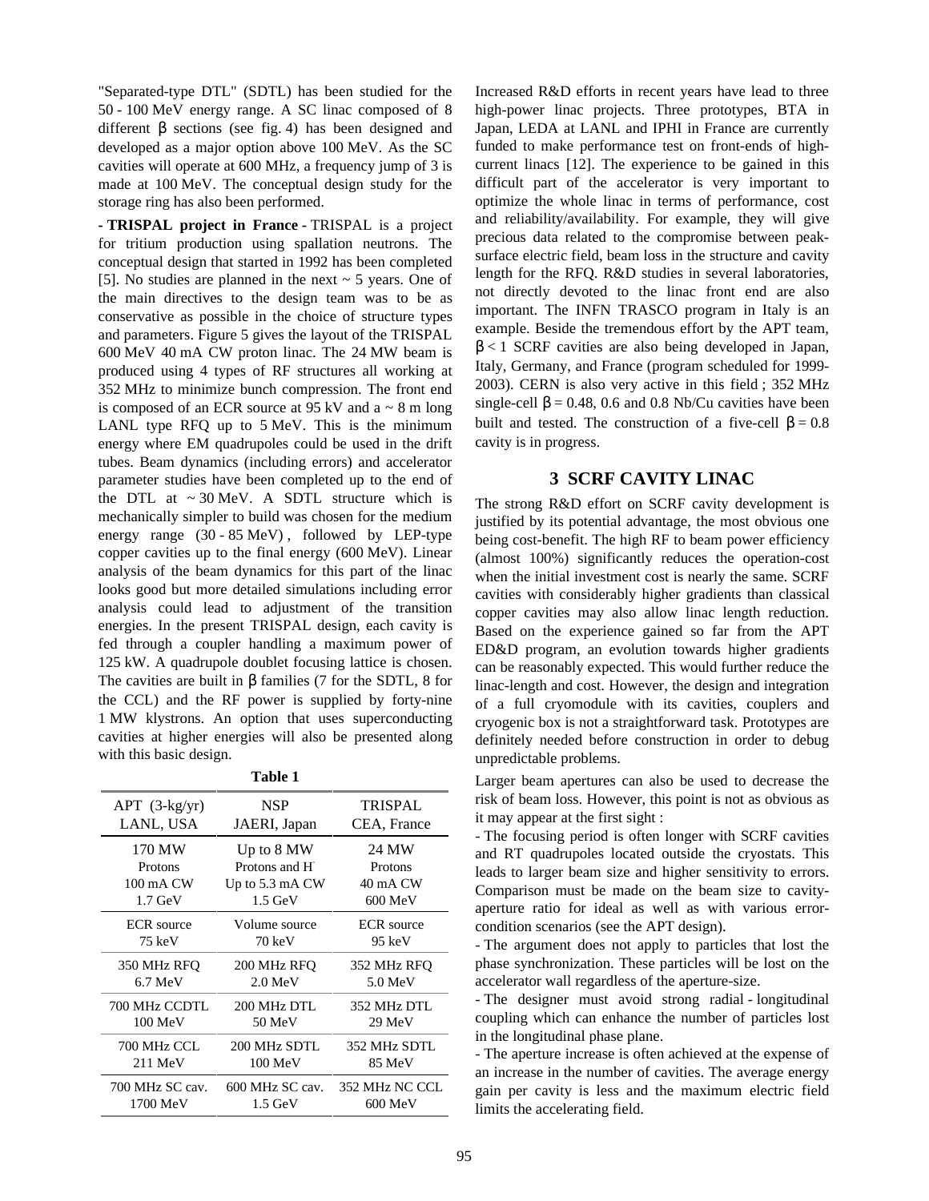"Separated-type DTL" (SDTL) has been studied for the 50 - 100 MeV energy range. A SC linac composed of 8 different β sections (see fig. 4) has been designed and developed as a major option above 100 MeV. As the SC cavities will operate at 600 MHz, a frequency jump of 3 is made at 100 MeV. The conceptual design study for the storage ring has also been performed.

**- TRISPAL project in France -** TRISPAL is a project for tritium production using spallation neutrons. The conceptual design that started in 1992 has been completed [5]. No studies are planned in the next ~ 5 years. One of the main directives to the design team was to be as conservative as possible in the choice of structure types and parameters. Figure 5 gives the layout of the TRISPAL 600 MeV 40 mA CW proton linac. The 24 MW beam is produced using 4 types of RF structures all working at 352 MHz to minimize bunch compression. The front end is composed of an ECR source at 95 kV and a ~ 8 m long LANL type RFQ up to 5 MeV. This is the minimum energy where EM quadrupoles could be used in the drift tubes. Beam dynamics (including errors) and accelerator parameter studies have been completed up to the end of the DTL at ~ 30 MeV. A SDTL structure which is mechanically simpler to build was chosen for the medium energy range (30 - 85 MeV), followed by LEP-type copper cavities up to the final energy (600 MeV). Linear analysis of the beam dynamics for this part of the linac looks good but more detailed simulations including error analysis could lead to adjustment of the transition energies. In the present TRISPAL design, each cavity is fed through a coupler handling a maximum power of 125 kW. A quadrupole doublet focusing lattice is chosen. The cavities are built in β families (7 for the SDTL, 8 for the CCL) and the RF power is supplied by forty-nine 1 MW klystrons. An option that uses superconducting cavities at higher energies will also be presented along with this basic design.

**Table 1**

| APT (3-kg/yr) LANL, USA | NSP JAERI, Japan | TRISPAL CEA, France |
|---|---|---|
| 170 MW<br>Protons<br>100 mA CW<br>1.7 GeV | Up to 8 MW<br>Protons and $H^-$<br>Up to 5.3 mA CW<br>1.5 GeV | 24 MW<br>Protons<br>40 mA CW<br>600 MeV |
| ECR source<br>75 keV | Volume source<br>70 keV | ECR source<br>95 keV |
| 350 MHz RFQ<br>6.7 MeV | 200 MHz RFQ<br>2.0 MeV | 352 MHz RFQ<br>5.0 MeV |
| 700 MHz CCDTL<br>100 MeV | 200 MHz DTL<br>50 MeV | 352 MHz DTL<br>29 MeV |
| 700 MHz CCL<br>211 MeV | 200 MHz SDTL<br>100 MeV | 352 MHz SDTL<br>85 MeV |
| 700 MHz SC cav.<br>1700 MeV | 600 MHz SC cav.<br>1.5 GeV | 352 MHz NC CCL<br>600 MeV |

Increased R&D efforts in recent years have lead to three high-power linac projects. Three prototypes, BTA in Japan, LEDA at LANL and IPHI in France are currently funded to make performance test on front-ends of high-current linacs [12]. The experience to be gained in this difficult part of the accelerator is very important to optimize the whole linac in terms of performance, cost and reliability/availability. For example, they will give precious data related to the compromise between peak-surface electric field, beam loss in the structure and cavity length for the RFQ. R&D studies in several laboratories, not directly devoted to the linac front end are also important. The INFN TRASCO program in Italy is an example. Beside the tremendous effort by the APT team, $\beta < 1$ SCRF cavities are also being developed in Japan, Italy, Germany, and France (program scheduled for 1999-2003). CERN is also very active in this field ; 352 MHz single-cell $\beta = 0.48$, 0.6 and 0.8 Nb/Cu cavities have been built and tested. The construction of a five-cell $\beta = 0.8$ cavity is in progress.

## 3 SCRF CAVITY LINAC

The strong R&D effort on SCRF cavity development is justified by its potential advantage, the most obvious one being cost-benefit. The high RF to beam power efficiency (almost 100%) significantly reduces the operation-cost when the initial investment cost is nearly the same. SCRF cavities with considerably higher gradients than classical copper cavities may also allow linac length reduction. Based on the experience gained so far from the APT ED&D program, an evolution towards higher gradients can be reasonably expected. This would further reduce the linac-length and cost. However, the design and integration of a full cryomodule with its cavities, couplers and cryogenic box is not a straightforward task. Prototypes are definitely needed before construction in order to debug unpredictable problems.

Larger beam apertures can also be used to decrease the risk of beam loss. However, this point is not as obvious as it may appear at the first sight :

- The focusing period is often longer with SCRF cavities and RT quadrupoles located outside the cryostats. This leads to larger beam size and higher sensitivity to errors. Comparison must be made on the beam size to cavity-aperture ratio for ideal as well as with various error-condition scenarios (see the APT design).
- The argument does not apply to particles that lost the phase synchronization. These particles will be lost on the accelerator wall regardless of the aperture-size.
- The designer must avoid strong radial - longitudinal coupling which can enhance the number of particles lost in the longitudinal phase plane.
- The aperture increase is often achieved at the expense of an increase in the number of cavities. The average energy gain per cavity is less and the maximum electric field limits the accelerating field.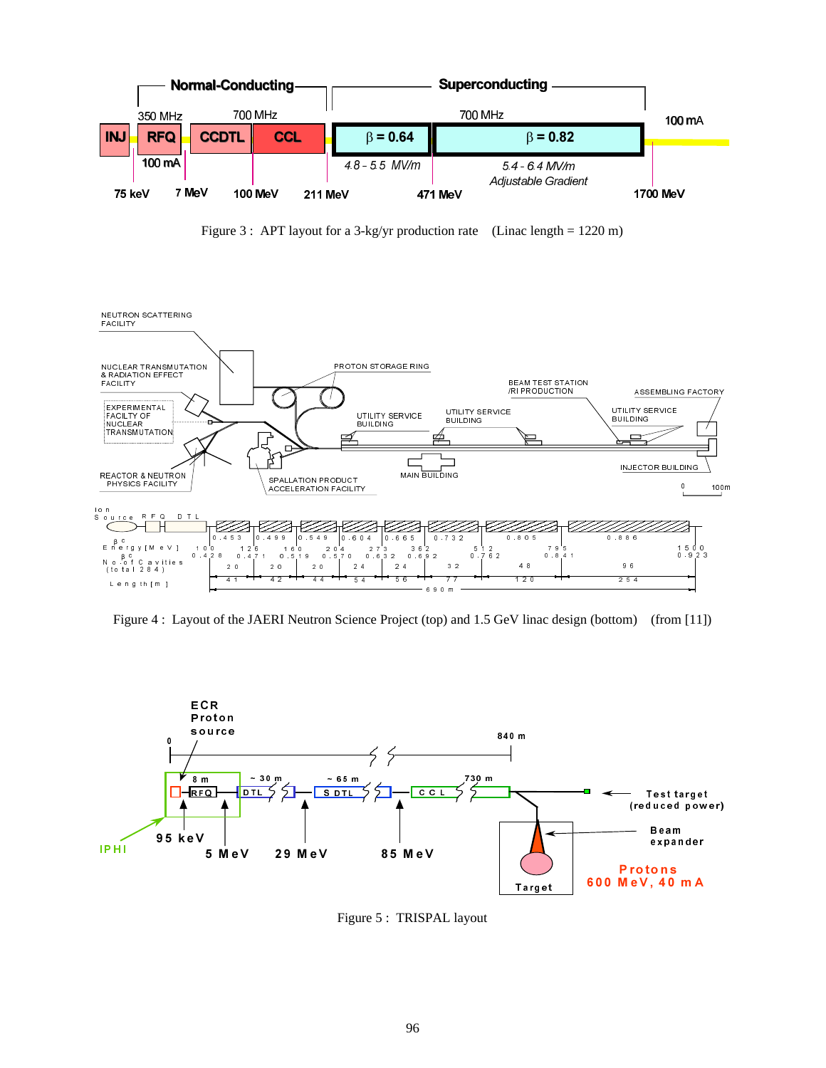Figure 3 : APT layout for a 3-kg/yr production rate (Linac length = 1220 m)

Figure 4 : Layout of the JAERI Neutron Science Project (top) and 1.5 GeV linac design (bottom) (from [11])

Figure 5 : TRISPAL layout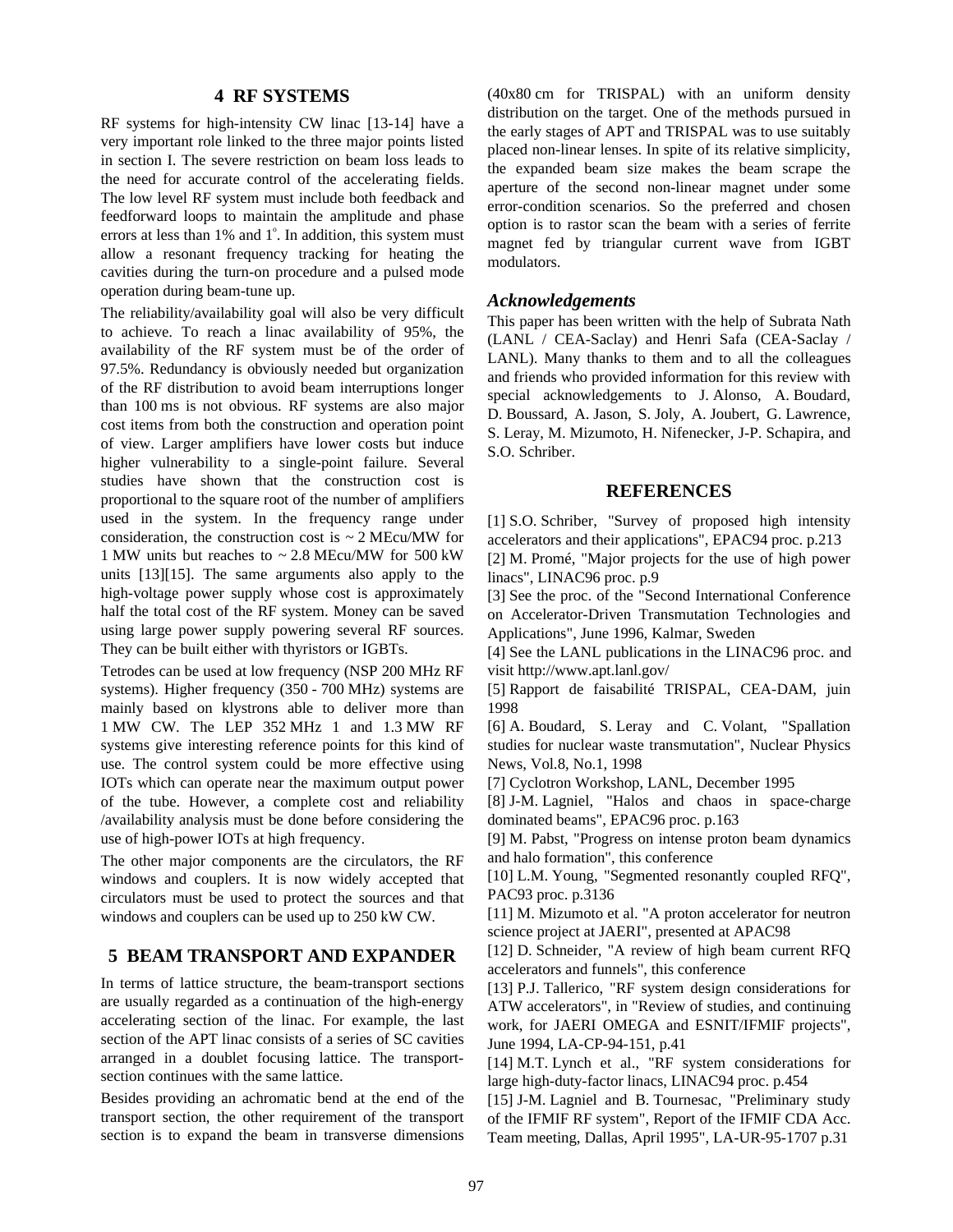## 4 RF SYSTEMS

RF systems for high-intensity CW linac [13-14] have a very important role linked to the three major points listed in section I. The severe restriction on beam loss leads to the need for accurate control of the accelerating fields. The low level RF system must include both feedback and feedforward loops to maintain the amplitude and phase errors at less than 1% and $1^{\circ}$. In addition, this system must allow a resonant frequency tracking for heating the cavities during the turn-on procedure and a pulsed mode operation during beam-tune up.

The reliability/availability goal will also be very difficult to achieve. To reach a linac availability of 95%, the availability of the RF system must be of the order of 97.5%. Redundancy is obviously needed but organization of the RF distribution to avoid beam interruptions longer than 100 ms is not obvious. RF systems are also major cost items from both the construction and operation point of view. Larger amplifiers have lower costs but induce higher vulnerability to a single-point failure. Several studies have shown that the construction cost is proportional to the square root of the number of amplifiers used in the system. In the frequency range under consideration, the construction cost is ~ 2 MEcu/MW for 1 MW units but reaches to ~ 2.8 MEcu/MW for 500 kW units [13][15]. The same arguments also apply to the high-voltage power supply whose cost is approximately half the total cost of the RF system. Money can be saved using large power supply powering several RF sources. They can be built either with thyristors or IGBTs.

Tetrodes can be used at low frequency (NSP 200 MHz RF systems). Higher frequency (350 - 700 MHz) systems are mainly based on klystrons able to deliver more than 1 MW CW. The LEP 352 MHz 1 and 1.3 MW RF systems give interesting reference points for this kind of use. The control system could be more effective using IOTs which can operate near the maximum output power of the tube. However, a complete cost and reliability /availability analysis must be done before considering the use of high-power IOTs at high frequency.

The other major components are the circulators, the RF windows and couplers. It is now widely accepted that circulators must be used to protect the sources and that windows and couplers can be used up to 250 kW CW.

## 5 BEAM TRANSPORT AND EXPANDER

In terms of lattice structure, the beam-transport sections are usually regarded as a continuation of the high-energy accelerating section of the linac. For example, the last section of the APT linac consists of a series of SC cavities arranged in a doublet focusing lattice. The transport-section continues with the same lattice.

Besides providing an achromatic bend at the end of the transport section, the other requirement of the transport section is to expand the beam in transverse dimensions (40x80 cm for TRISPAL) with an uniform density distribution on the target. One of the methods pursued in the early stages of APT and TRISPAL was to use suitably placed non-linear lenses. In spite of its relative simplicity, the expanded beam size makes the beam scrape the aperture of the second non-linear magnet under some error-condition scenarios. So the preferred and chosen option is to rastor scan the beam with a series of ferrite magnet fed by triangular current wave from IGBT modulators.

### *Acknowledgements*

This paper has been written with the help of Subrata Nath (LANL / CEA-Saclay) and Henri Safa (CEA-Saclay / LANL). Many thanks to them and to all the colleagues and friends who provided information for this review with special acknowledgements to J. Alonso, A. Boudard, D. Boussard, A. Jason, S. Joly, A. Joubert, G. Lawrence, S. Leray, M. Mizumoto, H. Nifenecker, J-P. Schapira, and S.O. Schriber.

## REFERENCES

[1] S.O. Schriber, "Survey of proposed high intensity accelerators and their applications", EPAC94 proc. p.213

[2] M. Promé, "Major projects for the use of high power linacs", LINAC96 proc. p.9

[3] See the proc. of the "Second International Conference on Accelerator-Driven Transmutation Technologies and Applications", June 1996, Kalmar, Sweden

[4] See the LANL publications in the LINAC96 proc. and visit http://www.apt.lanl.gov/

[5] Rapport de faisabilité TRISPAL, CEA-DAM, juin 1998

[6] A. Boudard, S. Leray and C. Volant, "Spallation studies for nuclear waste transmutation", Nuclear Physics News, Vol.8, No.1, 1998

[7] Cyclotron Workshop, LANL, December 1995

[8] J-M. Lagniel, "Halos and chaos in space-charge dominated beams", EPAC96 proc. p.163

[9] M. Pabst, "Progress on intense proton beam dynamics and halo formation", this conference

[10] L.M. Young, "Segmented resonantly coupled RFQ", PAC93 proc. p.3136

[11] M. Mizumoto et al. "A proton accelerator for neutron science project at JAERI", presented at APAC98

[12] D. Schneider, "A review of high beam current RFQ accelerators and funnels", this conference

[13] P.J. Tallerico, "RF system design considerations for ATW accelerators", in "Review of studies, and continuing work, for JAERI OMEGA and ESNIT/IFMIF projects", June 1994, LA-CP-94-151, p.41

[14] M.T. Lynch et al., "RF system considerations for large high-duty-factor linacs, LINAC94 proc. p.454

[15] J-M. Lagniel and B. Tournesac, "Preliminary study of the IFMIF RF system", Report of the IFMIF CDA Acc. Team meeting, Dallas, April 1995", LA-UR-95-1707 p.31